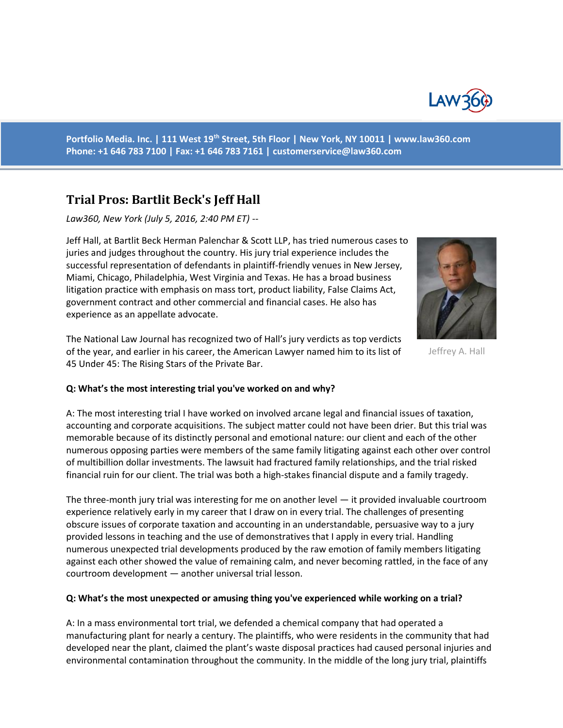Portfolio Media. Inc. | 111 West 19th Street, 5th Floor | New York, NY 10011 | www.law360.com
Phone: +1 646 783 7100 | Fax: +1 646 783 7161 | customerservice@law360.com

# Trial Pros: Bartlit Beck's Jeff Hall

*Law360, New York (July 5, 2016, 2:40 PM ET) --*

Jeff Hall, at Bartlit Beck Herman Palenchar & Scott LLP, has tried numerous cases to juries and judges throughout the country. His jury trial experience includes the successful representation of defendants in plaintiff-friendly venues in New Jersey, Miami, Chicago, Philadelphia, West Virginia and Texas. He has a broad business litigation practice with emphasis on mass tort, product liability, False Claims Act, government contract and other commercial and financial cases. He also has experience as an appellate advocate.

Jeffrey A. Hall

The National Law Journal has recognized two of Hall's jury verdicts as top verdicts of the year, and earlier in his career, the American Lawyer named him to its list of 45 Under 45: The Rising Stars of the Private Bar.

**Q: What's the most interesting trial you've worked on and why?**

A: The most interesting trial I have worked on involved arcane legal and financial issues of taxation, accounting and corporate acquisitions. The subject matter could not have been drier. But this trial was memorable because of its distinctly personal and emotional nature: our client and each of the other numerous opposing parties were members of the same family litigating against each other over control of multibillion dollar investments. The lawsuit had fractured family relationships, and the trial risked financial ruin for our client. The trial was both a high-stakes financial dispute and a family tragedy.

The three-month jury trial was interesting for me on another level — it provided invaluable courtroom experience relatively early in my career that I draw on in every trial. The challenges of presenting obscure issues of corporate taxation and accounting in an understandable, persuasive way to a jury provided lessons in teaching and the use of demonstratives that I apply in every trial. Handling numerous unexpected trial developments produced by the raw emotion of family members litigating against each other showed the value of remaining calm, and never becoming rattled, in the face of any courtroom development — another universal trial lesson.

**Q: What's the most unexpected or amusing thing you've experienced while working on a trial?**

A: In a mass environmental tort trial, we defended a chemical company that had operated a manufacturing plant for nearly a century. The plaintiffs, who were residents in the community that had developed near the plant, claimed the plant's waste disposal practices had caused personal injuries and environmental contamination throughout the community. In the middle of the long jury trial, plaintiffs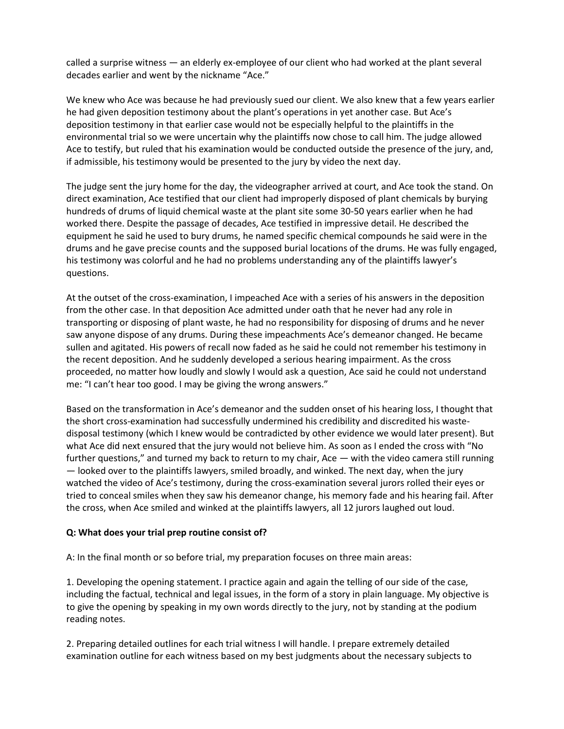called a surprise witness — an elderly ex-employee of our client who had worked at the plant several decades earlier and went by the nickname "Ace."

We knew who Ace was because he had previously sued our client. We also knew that a few years earlier he had given deposition testimony about the plant's operations in yet another case. But Ace's deposition testimony in that earlier case would not be especially helpful to the plaintiffs in the environmental trial so we were uncertain why the plaintiffs now chose to call him. The judge allowed Ace to testify, but ruled that his examination would be conducted outside the presence of the jury, and, if admissible, his testimony would be presented to the jury by video the next day.

The judge sent the jury home for the day, the videographer arrived at court, and Ace took the stand. On direct examination, Ace testified that our client had improperly disposed of plant chemicals by burying hundreds of drums of liquid chemical waste at the plant site some 30-50 years earlier when he had worked there. Despite the passage of decades, Ace testified in impressive detail. He described the equipment he said he used to bury drums, he named specific chemical compounds he said were in the drums and he gave precise counts and the supposed burial locations of the drums. He was fully engaged, his testimony was colorful and he had no problems understanding any of the plaintiffs lawyer's questions.

At the outset of the cross-examination, I impeached Ace with a series of his answers in the deposition from the other case. In that deposition Ace admitted under oath that he never had any role in transporting or disposing of plant waste, he had no responsibility for disposing of drums and he never saw anyone dispose of any drums. During these impeachments Ace's demeanor changed. He became sullen and agitated. His powers of recall now faded as he said he could not remember his testimony in the recent deposition. And he suddenly developed a serious hearing impairment. As the cross proceeded, no matter how loudly and slowly I would ask a question, Ace said he could not understand me: "I can't hear too good. I may be giving the wrong answers."

Based on the transformation in Ace's demeanor and the sudden onset of his hearing loss, I thought that the short cross-examination had successfully undermined his credibility and discredited his waste-disposal testimony (which I knew would be contradicted by other evidence we would later present). But what Ace did next ensured that the jury would not believe him. As soon as I ended the cross with "No further questions," and turned my back to return to my chair, Ace — with the video camera still running — looked over to the plaintiffs lawyers, smiled broadly, and winked. The next day, when the jury watched the video of Ace's testimony, during the cross-examination several jurors rolled their eyes or tried to conceal smiles when they saw his demeanor change, his memory fade and his hearing fail. After the cross, when Ace smiled and winked at the plaintiffs lawyers, all 12 jurors laughed out loud.

**Q: What does your trial prep routine consist of?**

A: In the final month or so before trial, my preparation focuses on three main areas:

1. Developing the opening statement. I practice again and again the telling of our side of the case, including the factual, technical and legal issues, in the form of a story in plain language. My objective is to give the opening by speaking in my own words directly to the jury, not by standing at the podium reading notes.

2. Preparing detailed outlines for each trial witness I will handle. I prepare extremely detailed examination outline for each witness based on my best judgments about the necessary subjects to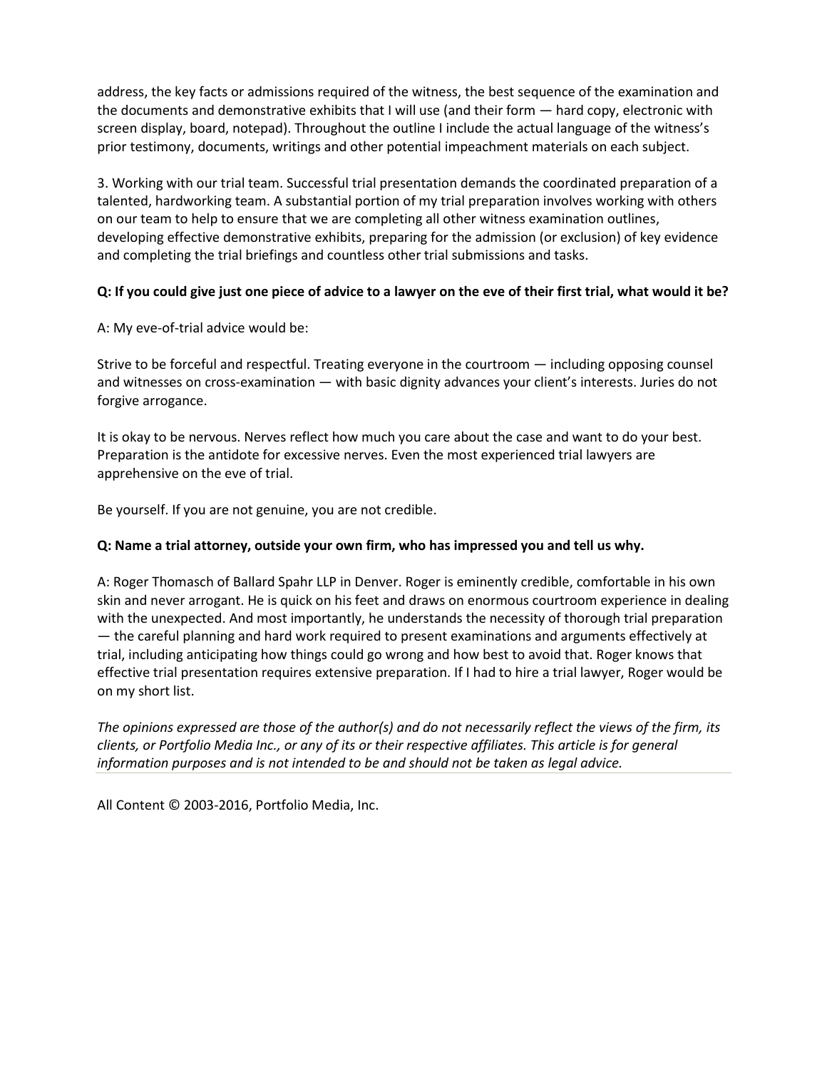address, the key facts or admissions required of the witness, the best sequence of the examination and the documents and demonstrative exhibits that I will use (and their form — hard copy, electronic with screen display, board, notepad). Throughout the outline I include the actual language of the witness's prior testimony, documents, writings and other potential impeachment materials on each subject.

3. Working with our trial team. Successful trial presentation demands the coordinated preparation of a talented, hardworking team. A substantial portion of my trial preparation involves working with others on our team to help to ensure that we are completing all other witness examination outlines, developing effective demonstrative exhibits, preparing for the admission (or exclusion) of key evidence and completing the trial briefings and countless other trial submissions and tasks.

**Q: If you could give just one piece of advice to a lawyer on the eve of their first trial, what would it be?**

A: My eve-of-trial advice would be:

Strive to be forceful and respectful. Treating everyone in the courtroom — including opposing counsel and witnesses on cross-examination — with basic dignity advances your client's interests. Juries do not forgive arrogance.

It is okay to be nervous. Nerves reflect how much you care about the case and want to do your best. Preparation is the antidote for excessive nerves. Even the most experienced trial lawyers are apprehensive on the eve of trial.

Be yourself. If you are not genuine, you are not credible.

**Q: Name a trial attorney, outside your own firm, who has impressed you and tell us why.**

A: Roger Thomasch of Ballard Spahr LLP in Denver. Roger is eminently credible, comfortable in his own skin and never arrogant. He is quick on his feet and draws on enormous courtroom experience in dealing with the unexpected. And most importantly, he understands the necessity of thorough trial preparation — the careful planning and hard work required to present examinations and arguments effectively at trial, including anticipating how things could go wrong and how best to avoid that. Roger knows that effective trial presentation requires extensive preparation. If I had to hire a trial lawyer, Roger would be on my short list.

*The opinions expressed are those of the author(s) and do not necessarily reflect the views of the firm, its clients, or Portfolio Media Inc., or any of its or their respective affiliates. This article is for general information purposes and is not intended to be and should not be taken as legal advice.*

All Content © 2003-2016, Portfolio Media, Inc.